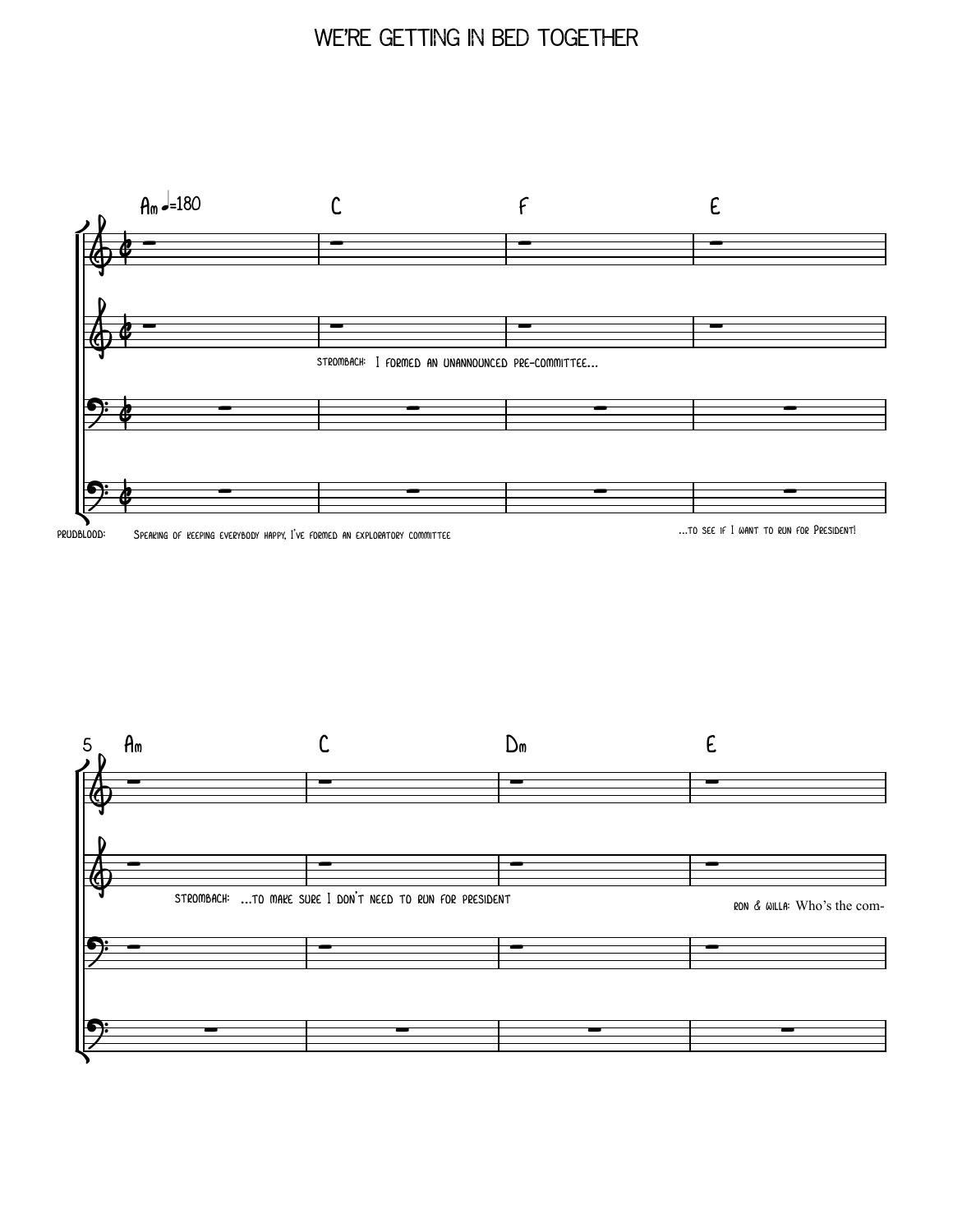# WE'RE GETTING IN BED TOGETHER

Am ♩=180 | C | F | E

STROMBACH: I formed an unannounced pre-committee...

PRUDBLOOD: Speaking of keeping everybody happy, I've formed an exploratory committee ...to see if I want to run for President!

5 Am | C | Dm | E

STROMBACH: ...to make sure I don't need to run for president

RON & WILLA: Who's the com-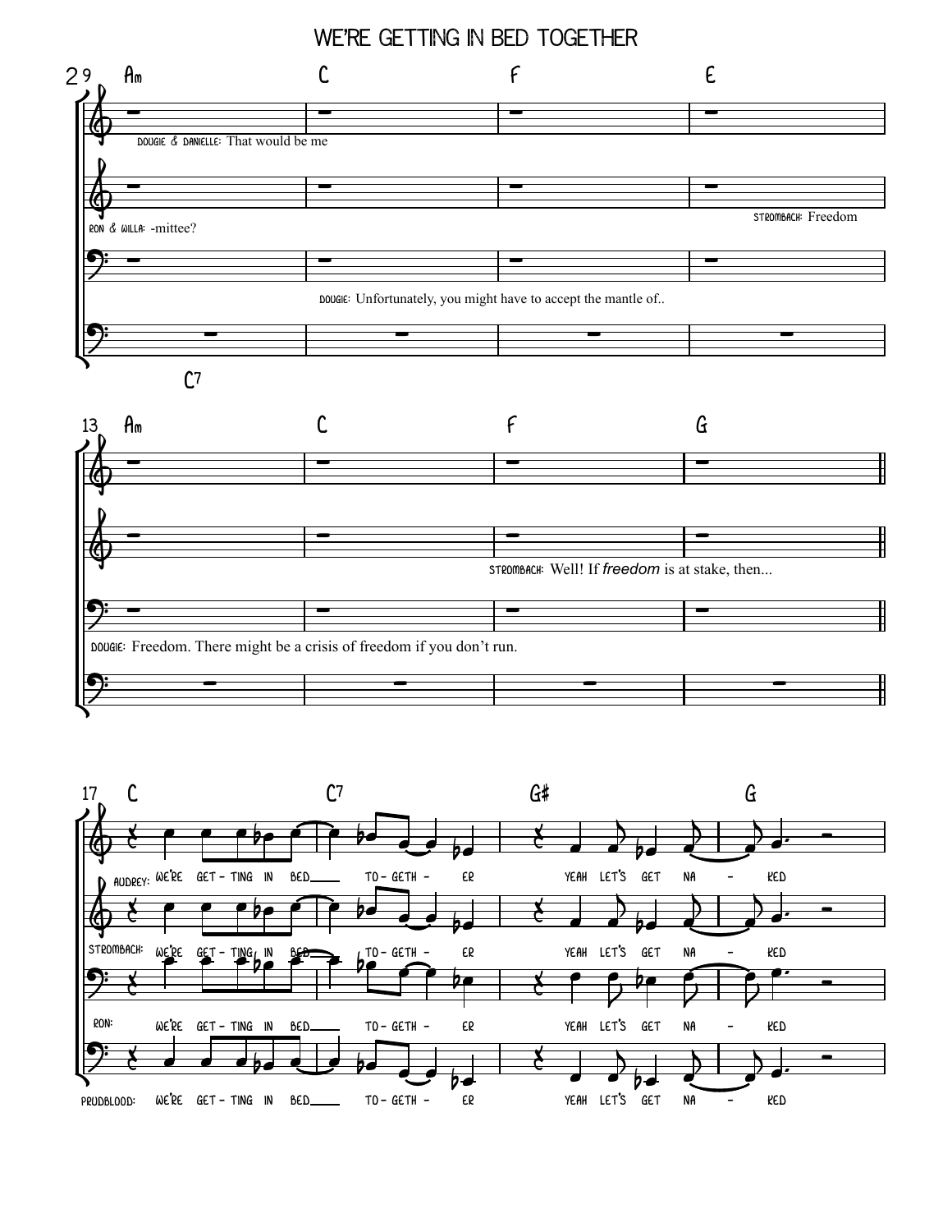# WE'RE GETTING IN BED TOGETHER

9 — Am — C — F — E

C7

DOUGIE & DANIELLE: That would be me

RON & WILLA: -mittee?

STROMBACH: Freedom

DOUGIE: Unfortunately, you might have to accept the mantle of..

13 — Am — C — F — G

STROMBACH: Well! If *freedom* is at stake, then...

DOUGIE: Freedom. There might be a crisis of freedom if you don't run.

17 — C — C7 — G# — G

AUDREY: WE'RE GET - TING IN BED___ TO - GETH - ER YEAH LET'S GET NA - KED

STROMBACH: WE'RE GET - TING IN BED___ TO - GETH - ER YEAH LET'S GET NA - KED

RON: WE'RE GET - TING IN BED___ TO - GETH - ER YEAH LET'S GET NA - KED

PRUDBLOOD: WE'RE GET - TING IN BED___ TO - GETH - ER YEAH LET'S GET NA - KED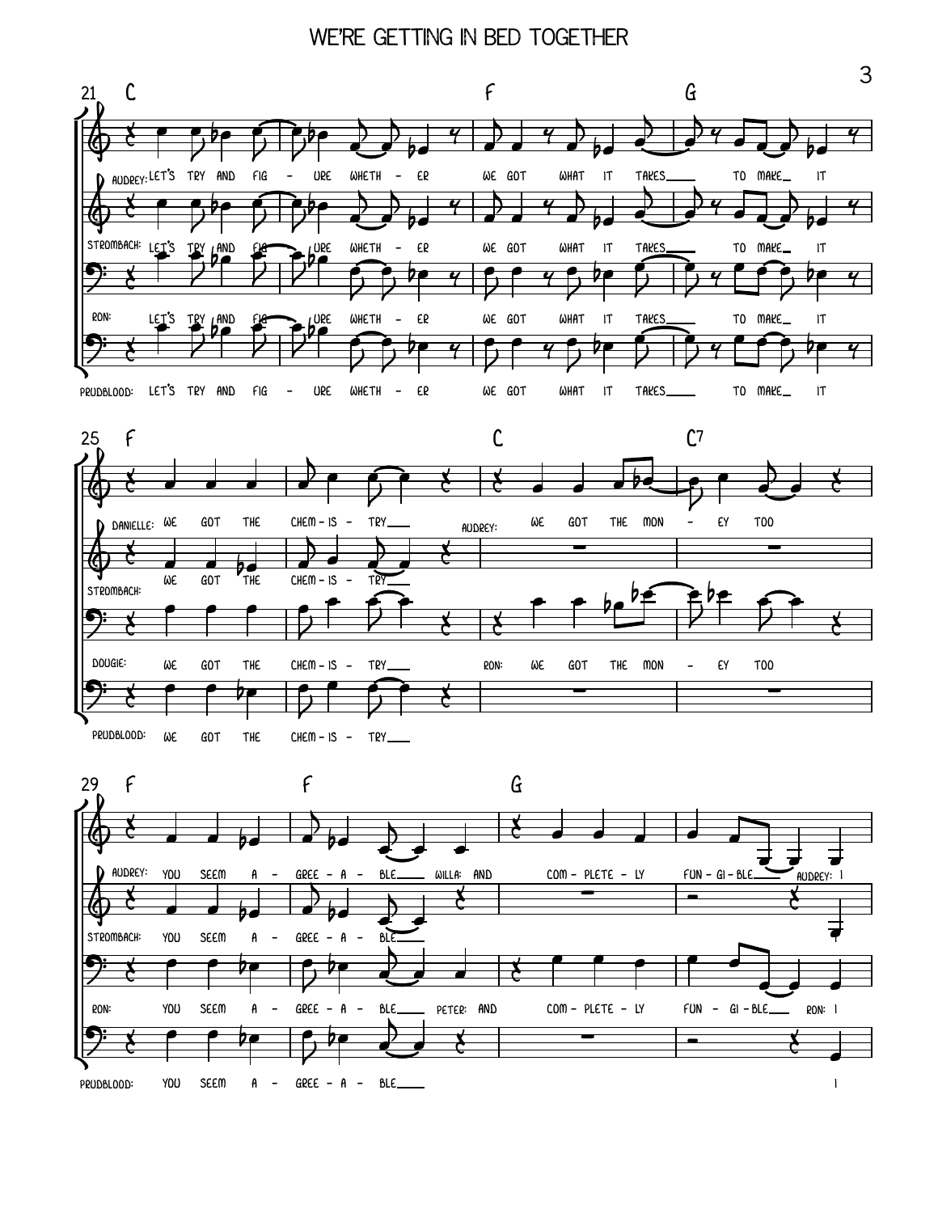21 C F G

AUDREY: LET'S TRY AND FIG - URE WHETH - ER WE GOT WHAT IT TAKES___ TO MAKE_ IT

STROMBACH: LET'S TRY AND FIG - URE WHETH - ER WE GOT WHAT IT TAKES___ TO MAKE_ IT

RON: LET'S TRY AND FIG - URE WHETH - ER WE GOT WHAT IT TAKES___ TO MAKE_ IT

PRUDBLOOD: LET'S TRY AND FIG - URE WHETH - ER WE GOT WHAT IT TAKES___ TO MAKE_ IT

25 F C C7

DANIELLE: WE GOT THE CHEM - IS - TRY___ AUDREY: WE GOT THE MON - EY TOO

STROMBACH: WE GOT THE CHEM - IS - TRY___

DOUGIE: WE GOT THE CHEM - IS - TRY___ RON: WE GOT THE MON - EY TOO

PRUDBLOOD: WE GOT THE CHEM - IS - TRY___

29 F F G

AUDREY: YOU SEEM A - GREE - A - BLE___ WILLA: AND COM - PLETE - LY FUN - GI - BLE___ AUDREY: I

STROMBACH: YOU SEEM A - GREE - A - BLE___

RON: YOU SEEM A - GREE - A - BLE___ PETER: AND COM - PLETE - LY FUN - GI - BLE___ RON: I

PRUDBLOOD: YOU SEEM A - GREE - A - BLE___ I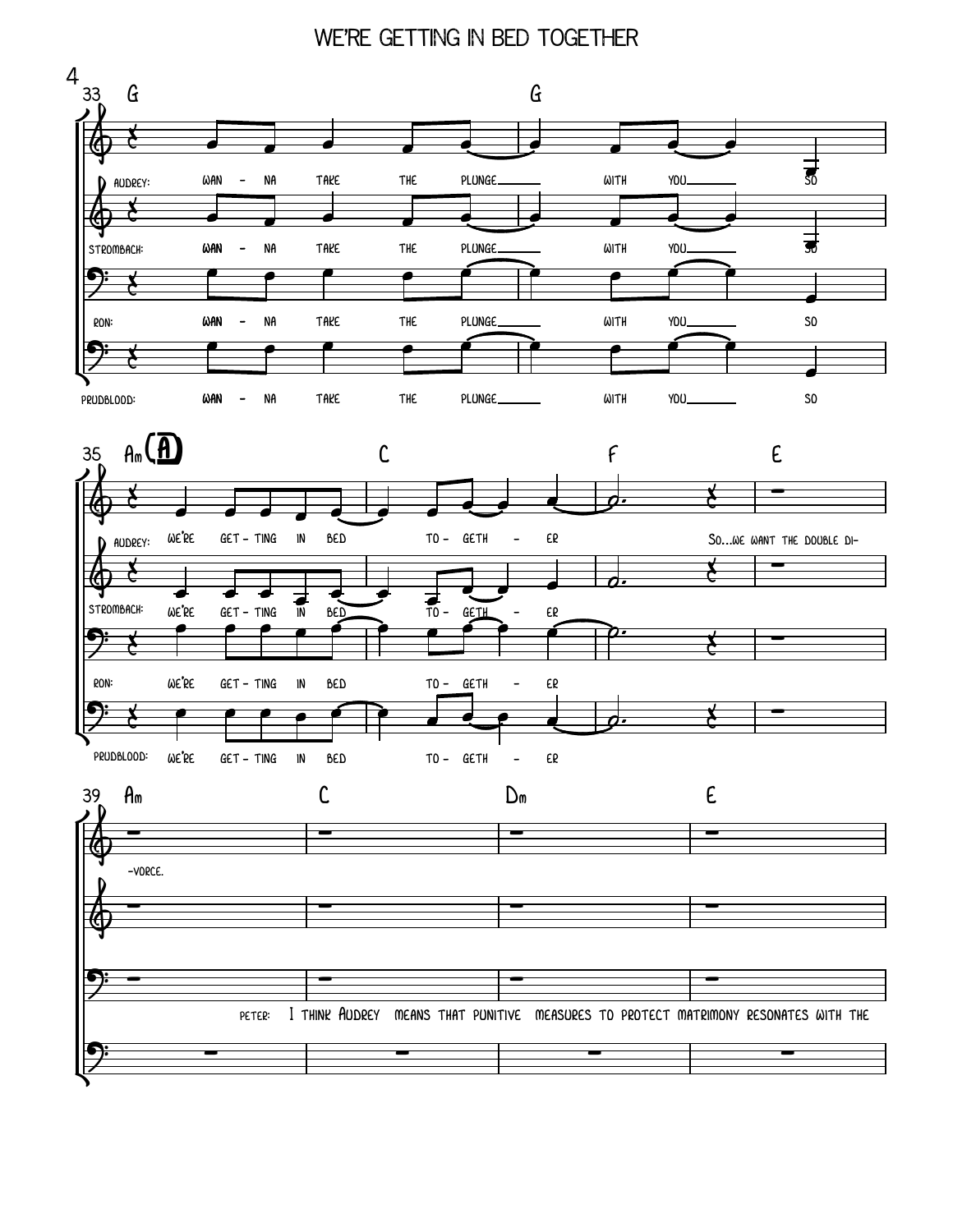# WE'RE GETTING IN BED TOGETHER

33 G G

AUDREY: WAN - NA TAKE THE PLUNGE WITH YOU SO

STROMBACH: WAN - NA TAKE THE PLUNGE WITH YOU SO

RON: WAN - NA TAKE THE PLUNGE WITH YOU SO

PRUDBLOOD: WAN - NA TAKE THE PLUNGE WITH YOU SO

35 Am (A) C F E

AUDREY: WE'RE GET - TING IN BED TO - GETH - ER SO...WE WANT THE DOUBLE DI-

STROMBACH: WE'RE GET - TING IN BED TO - GETH - ER

RON: WE'RE GET - TING IN BED TO - GETH - ER

PRUDBLOOD: WE'RE GET - TING IN BED TO - GETH - ER

39 Am C Dm E

-VORCE.

PETER: I THINK AUDREY MEANS THAT PUNITIVE MEASURES TO PROTECT MATRIMONY RESONATES WITH THE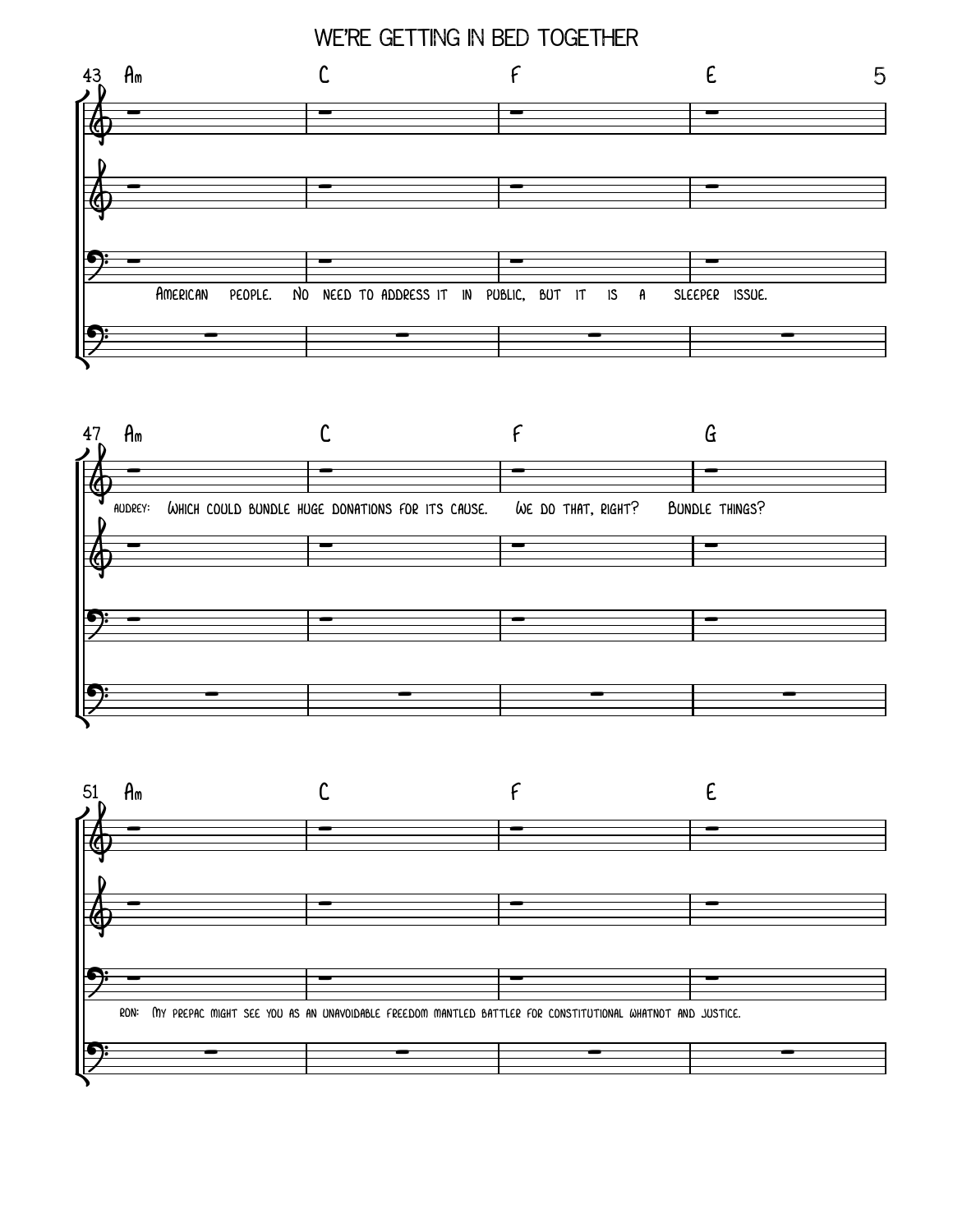43 Am | C | F | E

American people. No need to address it in public, but it is a sleeper issue.

47 Am | C | F | G

AUDREY: Which could bundle huge donations for its cause. We do that, right? Bundle things?

51 Am | C | F | E

RON: My prepac might see you as an unavoidable freedom mantled battler for constitutional whatnot and justice.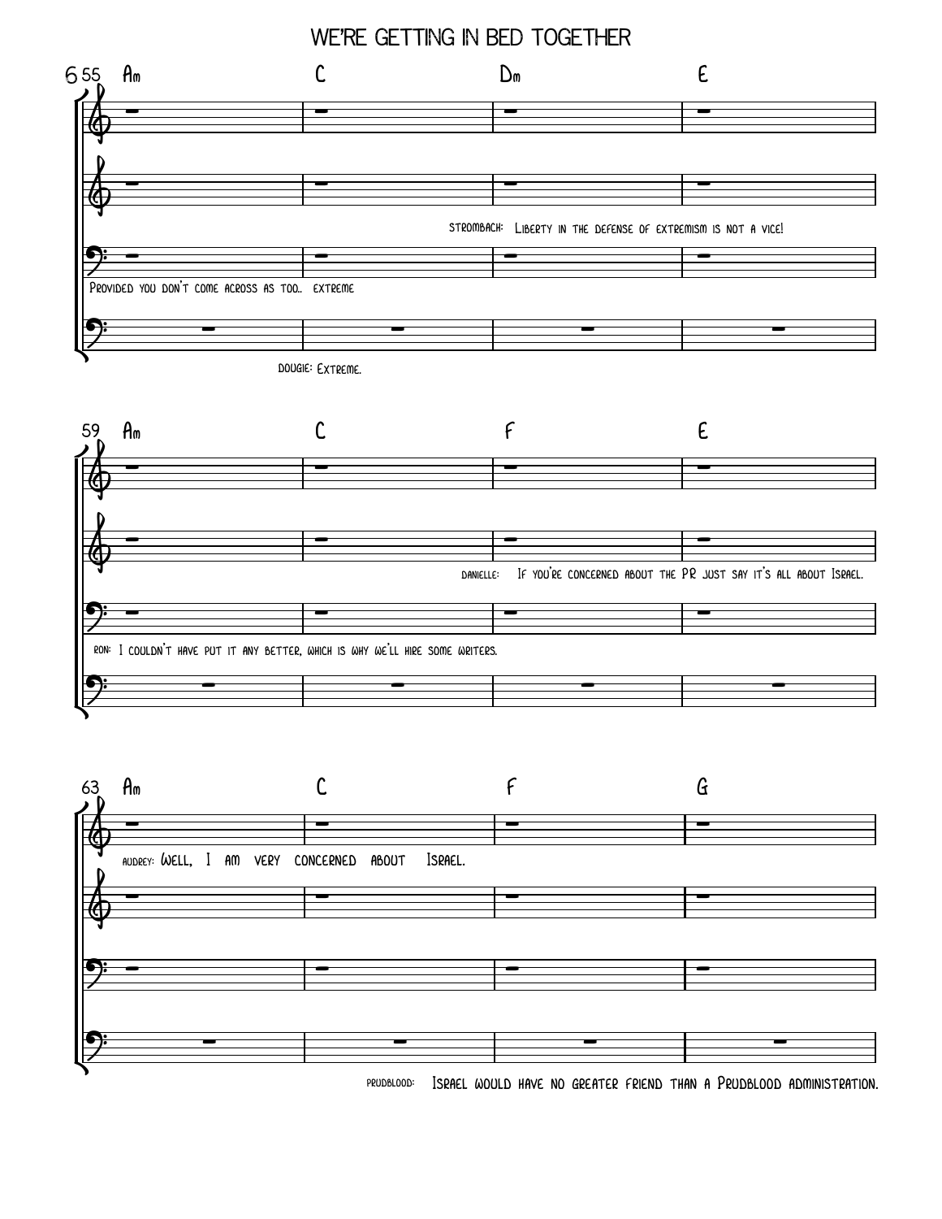# WE'RE GETTING IN BED TOGETHER

55 Am | C | Dm | E

STROMBACH: Liberty in the defense of extremism is not a vice!

Provided you don't come across as too.. extreme

DOUGIE: Extreme.

59 Am | C | F | E

DANIELLE: If you're concerned about the PR just say it's all about Israel.

RON: I couldn't have put it any better, which is why we'll hire some writers.

63 Am | C | F | G

AUDREY: Well, I am very concerned about Israel.

PRUDBLOOD: Israel would have no greater friend than a Prudblood administration.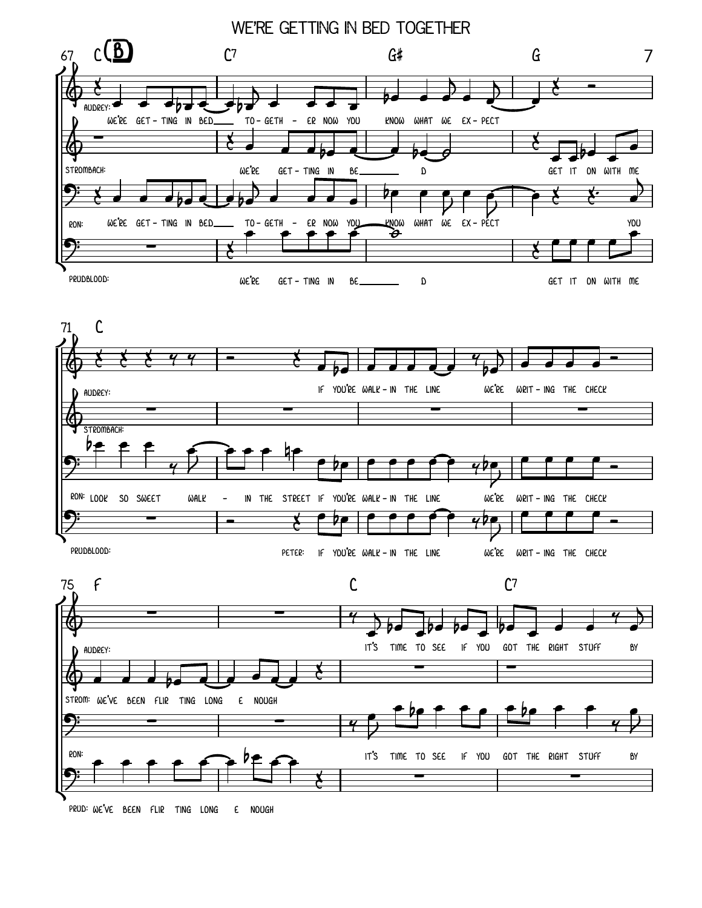# WE'RE GETTING IN BED TOGETHER

67 C (B) — C7 — G♯ — G

AUDREY: We're get - ting in bed ___ to - geth - er now you know what we ex - pect

STROMBACH: We're get - ting in be ___ d get it on with me

RON: We're get - ting in bed ___ to - geth - er now you know what we ex - pect you

PRUDBLOOD: We're get - ting in be ___ d get it on with me

71 C

AUDREY: If you're walk - in the line we're writ - ing the check

STROMBACH:

RON: look so sweet walk - in the street if you're walk - in the line we're writ - ing the check

PRUDBLOOD: PETER: If you're walk - in the line we're writ - ing the check

75 F — C — C7

AUDREY: It's time to see if you got the right stuff by

STROM: We've been flir ting long e nough

RON: It's time to see if you got the right stuff by

PRUD: We've been flir ting long e nough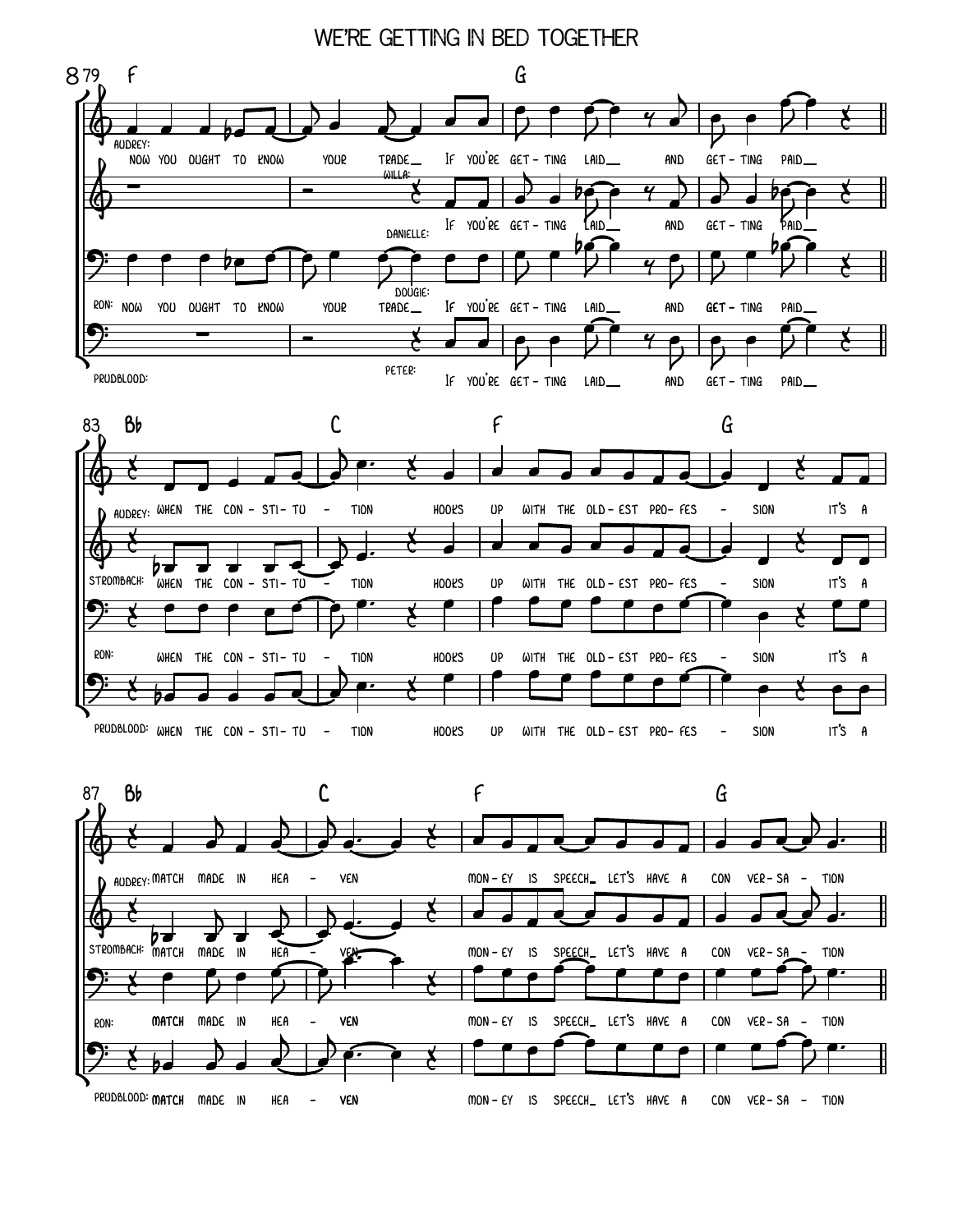# WE'RE GETTING IN BED TOGETHER

**79** — F — G

AUDREY: NOW YOU OUGHT TO KNOW YOUR TRADE__ IF YOU'RE GET - TING LAID__ AND GET - TING PAID__

WILLA: IF YOU'RE GET - TING LAID__ AND GET - TING PAID__

DANIELLE:

RON: NOW YOU OUGHT TO KNOW YOUR TRADE__ IF YOU'RE GET - TING LAID__ AND GET - TING PAID__

DOUGIE:

PRUDBLOOD:

PETER: IF YOU'RE GET - TING LAID__ AND GET - TING PAID__

**83** — B♭ — C — F — G

AUDREY: WHEN THE CON - STI - TU - TION HOOKS UP WITH THE OLD - EST PRO - FES - SION IT'S A

STROMBACH: WHEN THE CON - STI - TU - TION HOOKS UP WITH THE OLD - EST PRO - FES - SION IT'S A

RON: WHEN THE CON - STI - TU - TION HOOKS UP WITH THE OLD - EST PRO - FES - SION IT'S A

PRUDBLOOD: WHEN THE CON - STI - TU - TION HOOKS UP WITH THE OLD - EST PRO - FES - SION IT'S A

**87** — B♭ — C — F — G

AUDREY: MATCH MADE IN HEA - VEN MON - EY IS SPEECH_ LET'S HAVE A CON VER - SA - TION

STROMBACH: MATCH MADE IN HEA - VEN MON - EY IS SPEECH_ LET'S HAVE A CON VER - SA - TION

RON: MATCH MADE IN HEA - VEN MON - EY IS SPEECH_ LET'S HAVE A CON VER - SA - TION

PRUDBLOOD: MATCH MADE IN HEA - VEN MON - EY IS SPEECH_ LET'S HAVE A CON VER - SA - TION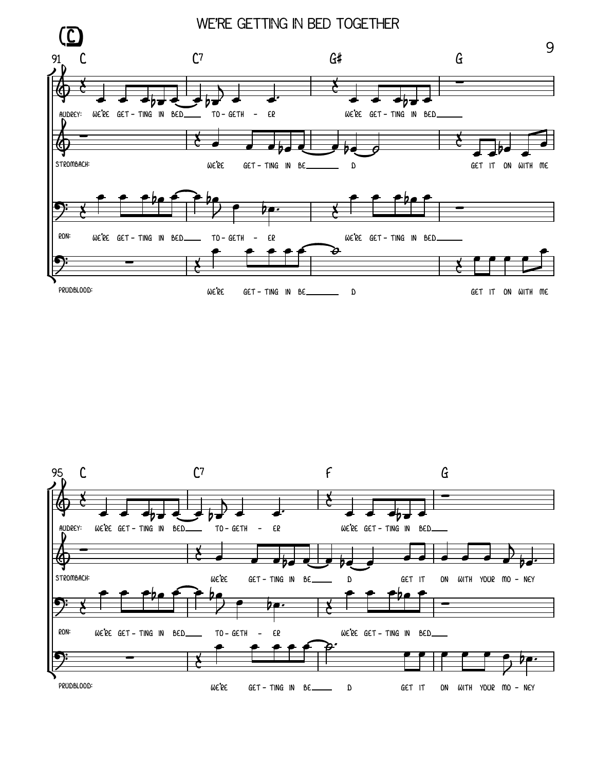# WE'RE GETTING IN BED TOGETHER

(C)

91 C — C7 — G# — G

AUDREY: WE'RE GET - TING IN BED___ TO - GETH - ER WE'RE GET - TING IN BED___

STROMBACH: WE'RE GET - TING IN BE___ D GET IT ON WITH ME

RON: WE'RE GET - TING IN BED___ TO - GETH - ER WE'RE GET - TING IN BED___

PRUDBLOOD: WE'RE GET - TING IN BE___ D GET IT ON WITH ME

95 C — C7 — F — G

AUDREY: WE'RE GET - TING IN BED___ TO - GETH - ER WE'RE GET - TING IN BED___

STROMBACH: WE'RE GET - TING IN BE___ D GET IT ON WITH YOUR MO - NEY

RON: WE'RE GET - TING IN BED___ TO - GETH - ER WE'RE GET - TING IN BED___

PRUDBLOOD: WE'RE GET - TING IN BE___ D GET IT ON WITH YOUR MO - NEY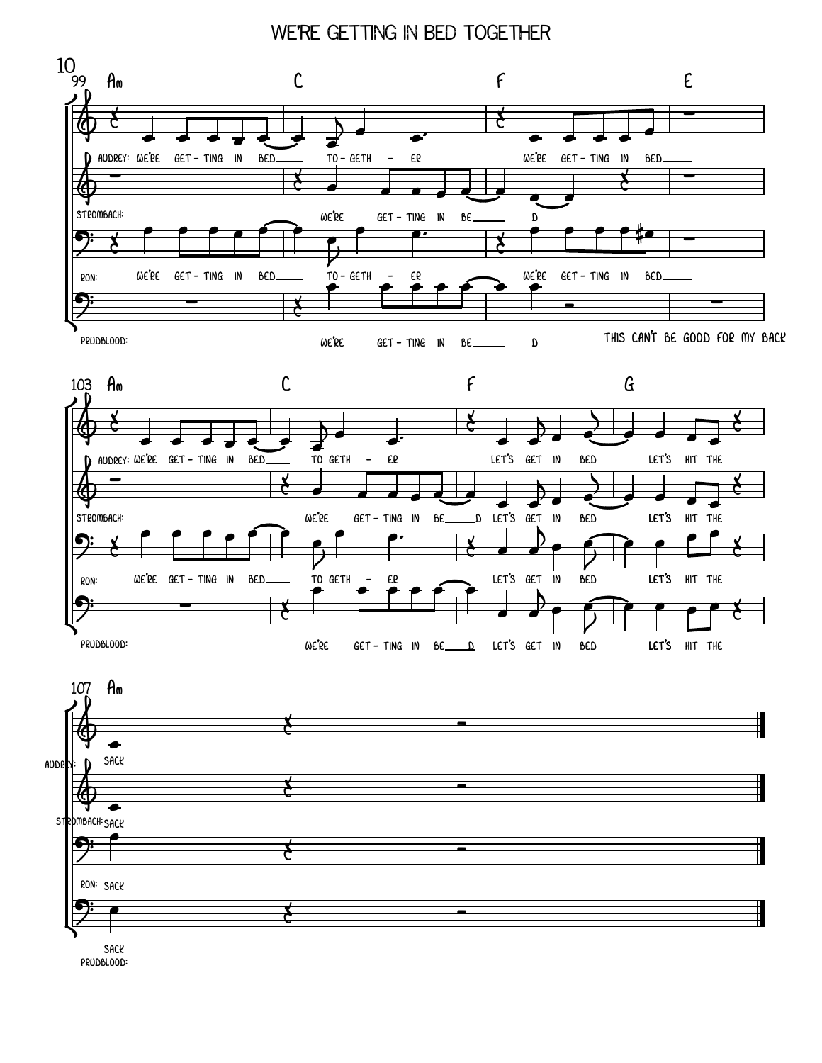# WE'RE GETTING IN BED TOGETHER

99 Am C F E

AUDREY: WE'RE GET - TING IN BED___ TO - GETH - ER WE'RE GET - TING IN BED___

STROMBACH: WE'RE GET - TING IN BE___ D

RON: WE'RE GET - TING IN BED___ TO - GETH - ER WE'RE GET - TING IN BED___

PRUDBLOOD: WE'RE GET - TING IN BE___ D THIS CAN'T BE GOOD FOR MY BACK

103 Am C F G

AUDREY: WE'RE GET - TING IN BED___ TO GETH - ER LET'S GET IN BED LET'S HIT THE

STROMBACH: WE'RE GET - TING IN BE___ D LET'S GET IN BED LET'S HIT THE

RON: WE'RE GET - TING IN BED___ TO GETH - ER LET'S GET IN BED LET'S HIT THE

PRUDBLOOD: WE'RE GET - TING IN BE___ D LET'S GET IN BED LET'S HIT THE

107 Am

AUDREY: SACK

STROMBACH: SACK

RON: SACK

PRUDBLOOD: SACK